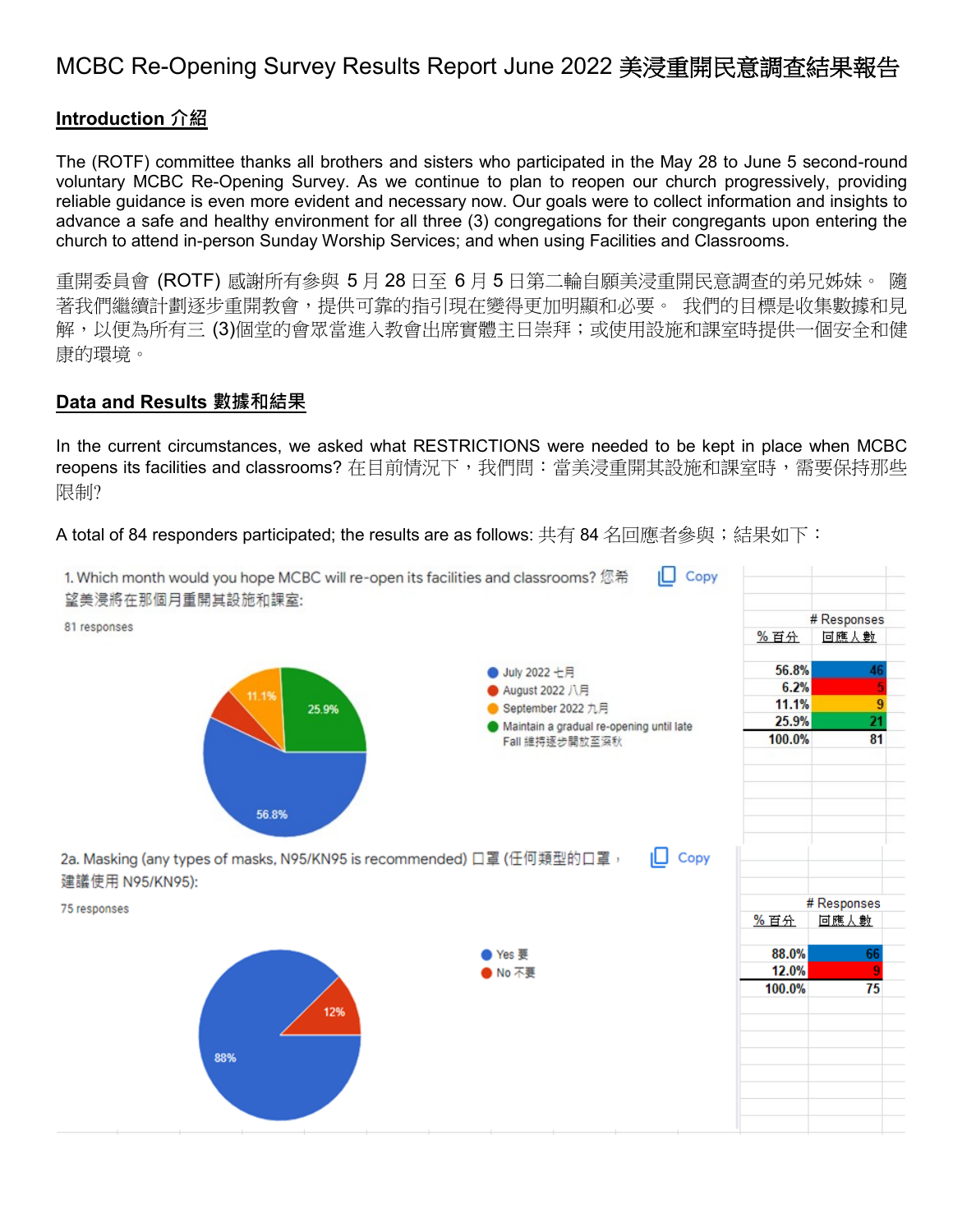# MCBC Re-Opening Survey Results Report June 2022 美浸重開民意調查結果報告

## Introduction 介紹

The (ROTF) committee thanks all brothers and sisters who participated in the May 28 to June 5 second-round voluntary MCBC Re-Opening Survey. As we continue to plan to reopen our church progressively, providing reliable guidance is even more evident and necessary now. Our goals were to collect information and insights to advance a safe and healthy environment for all three (3) congregations for their congregants upon entering the church to attend in-person Sunday Worship Services; and when using Facilities and Classrooms.

重開委員會 (ROTF) 感謝所有參與 5 月 28 日至 6 月 5 日第二輪自願美浸重開民意調查的弟兄姊妹。 隨著我們繼續計劃逐步重開教會，提供可靠的指引現在變得更加明顯和必要。 我們的目標是收集數據和見解，以便為所有三 (3)個堂的會眾當進入教會出席實體主日崇拜；或使用設施和課室時提供一個安全和健康的環境。

## Data and Results 數據和結果

In the current circumstances, we asked what RESTRICTIONS were needed to be kept in place when MCBC reopens its facilities and classrooms? 在目前情況下，我們問：當美浸重開其設施和課室時，需要保持那些限制?

A total of 84 responders participated; the results are as follows: 共有 84 名回應者參與；結果如下：

1. Which month would you hope MCBC will re-open its facilities and classrooms? 您希望美浸將在那個月重開其設施和課室:

81 responses

| Option | % 百分 | # Responses 回應人數 |
|---|---|---|
| July 2022 七月 | 56.8% | 46 |
| August 2022 八月 | 6.2% | 5 |
| September 2022 九月 | 11.1% | 9 |
| Maintain a gradual re-opening until late Fall 維持逐步開放至深秋 | 25.9% | 21 |
| | 100.0% | 81 |

2a. Masking (any types of masks, N95/KN95 is recommended) 口罩 (任何類型的口罩，建議使用 N95/KN95):

75 responses

| Option | % 百分 | # Responses 回應人數 |
|---|---|---|
| Yes 要 | 88.0% | 66 |
| No 不要 | 12.0% | 9 |
| | 100.0% | 75 |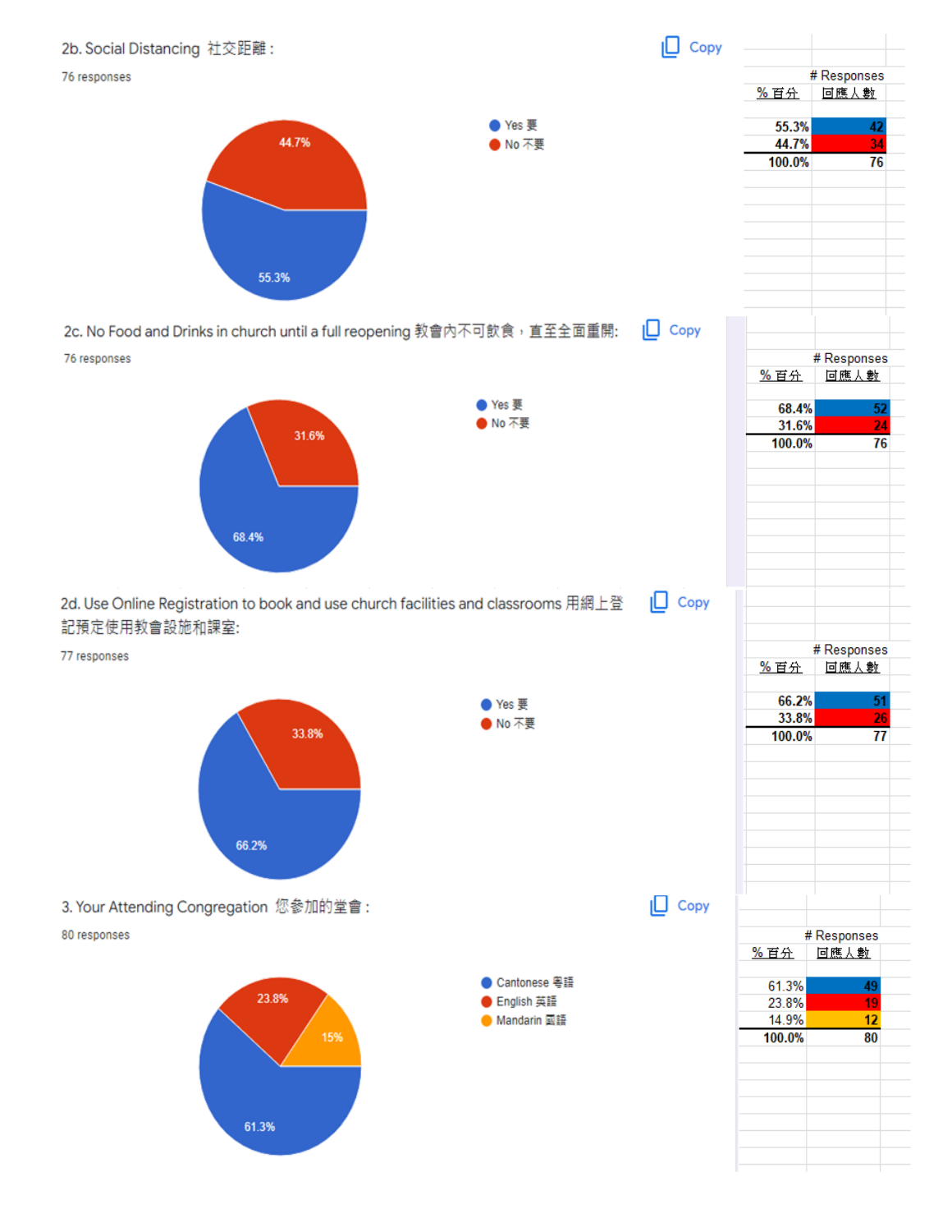2b. Social Distancing 社交距離：

76 responses

- Yes 要: 55.3%
- No 不要: 44.7%

| % 百分 | # Responses 回應人數 |
|---|---|
| 55.3% | 42 |
| 44.7% | 34 |
| 100.0% | 76 |

2c. No Food and Drinks in church until a full reopening 教會內不可飲食，直至全面重開:

76 responses

- Yes 要: 68.4%
- No 不要: 31.6%

| % 百分 | # Responses 回應人數 |
|---|---|
| 68.4% | 52 |
| 31.6% | 24 |
| 100.0% | 76 |

2d. Use Online Registration to book and use church facilities and classrooms 用網上登記預定使用教會設施和課室:

77 responses

- Yes 要: 66.2%
- No 不要: 33.8%

| % 百分 | # Responses 回應人數 |
|---|---|
| 66.2% | 51 |
| 33.8% | 26 |
| 100.0% | 77 |

3. Your Attending Congregation 您參加的堂會：

80 responses

- Cantonese 粵語: 61.3%
- English 英語: 23.8%
- Mandarin 國語: 15%

| % 百分 | # Responses 回應人數 |
|---|---|
| 61.3% | 49 |
| 23.8% | 19 |
| 14.9% | 12 |
| 100.0% | 80 |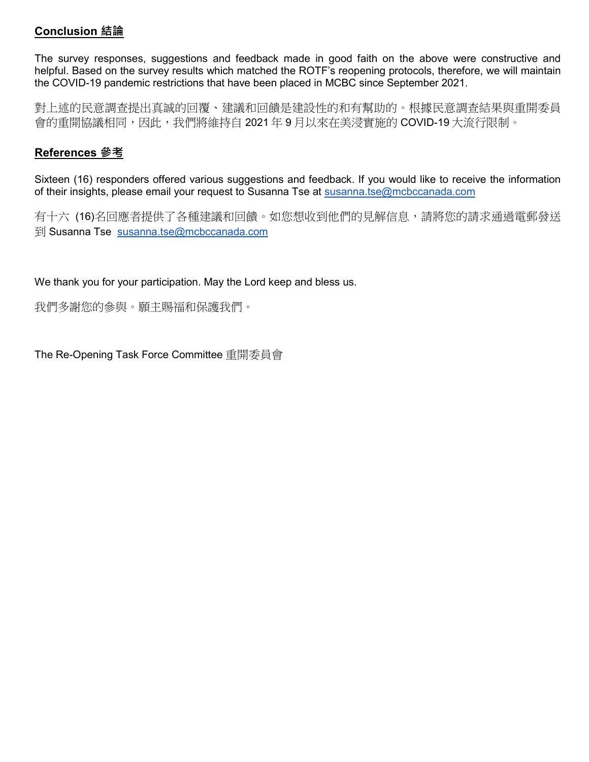## **Conclusion 結論**

The survey responses, suggestions and feedback made in good faith on the above were constructive and helpful. Based on the survey results which matched the ROTF's reopening protocols, therefore, we will maintain the COVID-19 pandemic restrictions that have been placed in MCBC since September 2021.

對上述的民意調查提出真誠的回覆、建議和回饋是建設性的和有幫助的。根據民意調查結果與重開委員會的重開協議相同，因此，我們將維持自 2021 年 9 月以來在美浸實施的 COVID-19 大流行限制。

## **References 參考**

Sixteen (16) responders offered various suggestions and feedback. If you would like to receive the information of their insights, please email your request to Susanna Tse at susanna.tse@mcbccanada.com

有十六 (16)名回應者提供了各種建議和回饋。如您想收到他們的見解信息，請將您的請求通過電郵發送到 Susanna Tse susanna.tse@mcbccanada.com

We thank you for your participation. May the Lord keep and bless us.

我們多謝您的參與。願主賜福和保護我們。

The Re-Opening Task Force Committee 重開委員會